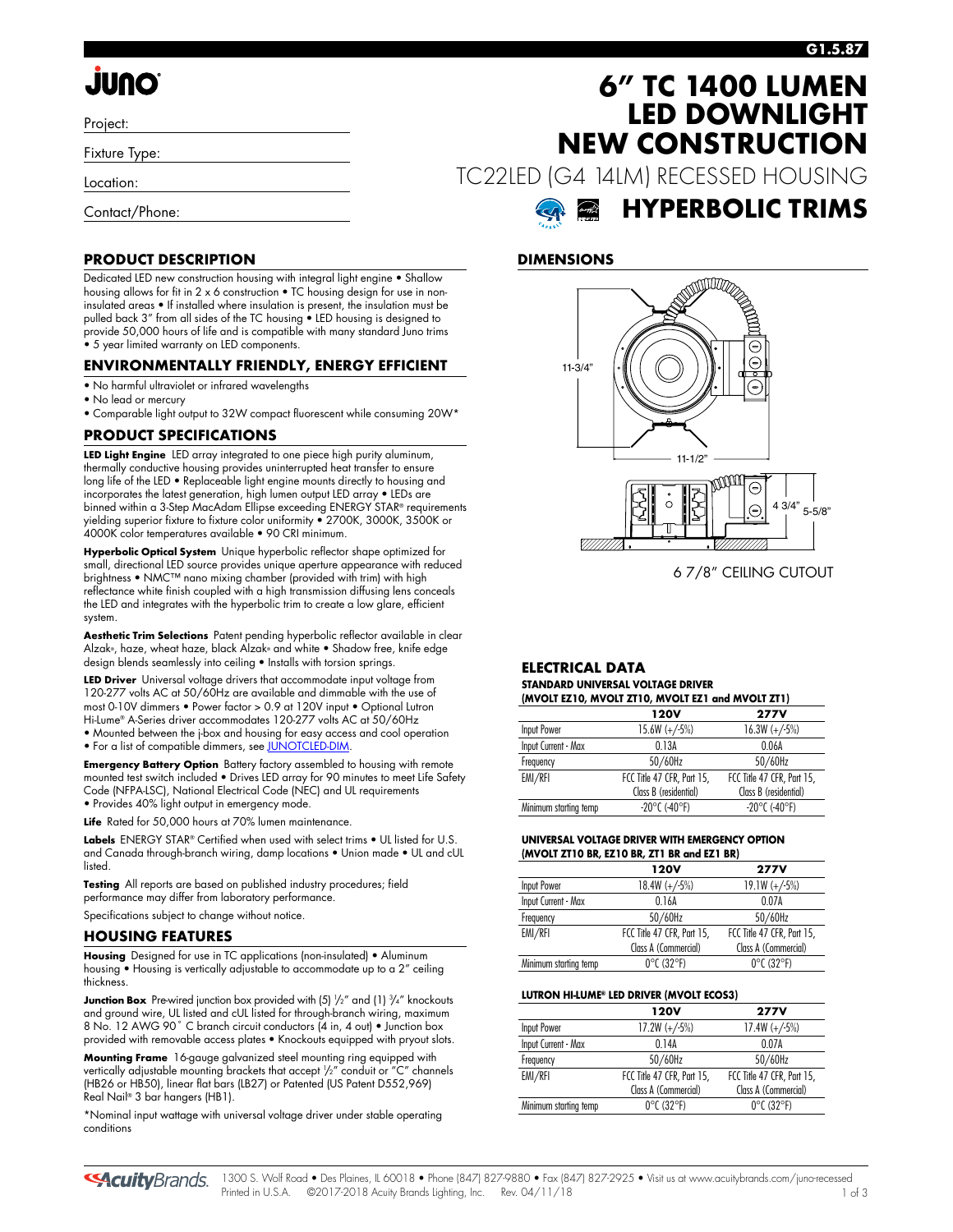# 6" TC 1400 LUMEN LED DOWNLIGHT NEW CONSTRUCTION

TC22LED (G4 14LM) RECESSED HOUSING

## HYPERBOLIC TRIMS

Project:

Fixture Type:

Location:

Contact/Phone:

## PRODUCT DESCRIPTION

Dedicated LED new construction housing with integral light engine • Shallow housing allows for fit in 2 x 6 construction • TC housing design for use in non-insulated areas • If installed where insulation is present, the insulation must be pulled back 3" from all sides of the TC housing • LED housing is designed to provide 50,000 hours of life and is compatible with many standard Juno trims • 5 year limited warranty on LED components.

## ENVIRONMENTALLY FRIENDLY, ENERGY EFFICIENT

- No harmful ultraviolet or infrared wavelengths
- No lead or mercury
- Comparable light output to 32W compact fluorescent while consuming 20W*

## PRODUCT SPECIFICATIONS

**LED Light Engine** LED array integrated to one piece high purity aluminum, thermally conductive housing provides uninterrupted heat transfer to ensure long life of the LED • Replaceable light engine mounts directly to housing and incorporates the latest generation, high lumen output LED array • LEDs are binned within a 3-Step MacAdam Ellipse exceeding ENERGY STAR® requirements yielding superior fixture to fixture color uniformity • 2700K, 3000K, 3500K or 4000K color temperatures available • 90 CRI minimum.

**Hyperbolic Optical System** Unique hyperbolic reflector shape optimized for small, directional LED source provides unique aperture appearance with reduced brightness • NMC™ nano mixing chamber (provided with trim) with high reflectance white finish coupled with a high transmission diffusing lens conceals the LED and integrates with the hyperbolic trim to create a low glare, efficient system.

**Aesthetic Trim Selections** Patent pending hyperbolic reflector available in clear Alzak®, haze, wheat haze, black Alzak® and white • Shadow free, knife edge design blends seamlessly into ceiling • Installs with torsion springs.

**LED Driver** Universal voltage drivers that accommodate input voltage from 120-277 volts AC at 50/60Hz are available and dimmable with the use of most 0-10V dimmers • Power factor > 0.9 at 120V input • Optional Lutron Hi-Lume® A-Series driver accommodates 120-277 volts AC at 50/60Hz • Mounted between the j-box and housing for easy access and cool operation • For a list of compatible dimmers, see JUNOTCLED-DIM.

**Emergency Battery Option** Battery factory assembled to housing with remote mounted test switch included • Drives LED array for 90 minutes to meet Life Safety Code (NFPA-LSC), National Electrical Code (NEC) and UL requirements • Provides 40% light output in emergency mode.

**Life** Rated for 50,000 hours at 70% lumen maintenance.

**Labels** ENERGY STAR® Certified when used with select trims • UL listed for U.S. and Canada through-branch wiring, damp locations • Union made • UL and cUL listed.

**Testing** All reports are based on published industry procedures; field performance may differ from laboratory performance.

Specifications subject to change without notice.

## HOUSING FEATURES

**Housing** Designed for use in TC applications (non-insulated) • Aluminum housing • Housing is vertically adjustable to accommodate up to a 2" ceiling thickness.

**Junction Box** Pre-wired junction box provided with (5) ½" and (1) ¾" knockouts and ground wire, UL listed and cUL listed for through-branch wiring, maximum 8 No. 12 AWG 90° C branch circuit conductors (4 in, 4 out) • Junction box provided with removable access plates • Knockouts equipped with pryout slots.

**Mounting Frame** 16-gauge galvanized steel mounting ring equipped with vertically adjustable mounting brackets that accept ½" conduit or "C" channels (HB26 or HB50), linear flat bars (LB27) or Patented (US Patent D552,969) Real Nail® 3 bar hangers (HB1).

*Nominal input wattage with universal voltage driver under stable operating conditions

## DIMENSIONS

11-3/4"

11-1/2"

4 3/4"

5-5/8"

6 7/8" CEILING CUTOUT

## ELECTRICAL DATA

**STANDARD UNIVERSAL VOLTAGE DRIVER (MVOLT EZ10, MVOLT ZT10, MVOLT EZ1 and MVOLT ZT1)**

| | 120V | 277V |
|---|---|---|
| Input Power | 15.6W (+/-5%) | 16.3W (+/-5%) |
| Input Current - Max | 0.13A | 0.06A |
| Frequency | 50/60Hz | 50/60Hz |
| EMI/RFI | FCC Title 47 CFR, Part 15, Class B (residential) | FCC Title 47 CFR, Part 15, Class B (residential) |
| Minimum starting temp | -20°C (-40°F) | -20°C (-40°F) |

**UNIVERSAL VOLTAGE DRIVER WITH EMERGENCY OPTION (MVOLT ZT10 BR, EZ10 BR, ZT1 BR and EZ1 BR)**

| | 120V | 277V |
|---|---|---|
| Input Power | 18.4W (+/-5%) | 19.1W (+/-5%) |
| Input Current - Max | 0.16A | 0.07A |
| Frequency | 50/60Hz | 50/60Hz |
| EMI/RFI | FCC Title 47 CFR, Part 15, Class A (Commercial) | FCC Title 47 CFR, Part 15, Class A (Commercial) |
| Minimum starting temp | 0°C (32°F) | 0°C (32°F) |

**LUTRON HI-LUME® LED DRIVER (MVOLT ECOS3)**

| | 120V | 277V |
|---|---|---|
| Input Power | 17.2W (+/-5%) | 17.4W (+/-5%) |
| Input Current - Max | 0.14A | 0.07A |
| Frequency | 50/60Hz | 50/60Hz |
| EMI/RFI | FCC Title 47 CFR, Part 15, Class A (Commercial) | FCC Title 47 CFR, Part 15, Class A (Commercial) |
| Minimum starting temp | 0°C (32°F) | 0°C (32°F) |

1300 S. Wolf Road • Des Plaines, IL 60018 • Phone (847) 827-9880 • Fax (847) 827-2925 • Visit us at www.acuitybrands.com/juno-recessed
Printed in U.S.A. ©2017-2018 Acuity Brands Lighting, Inc. Rev. 04/11/18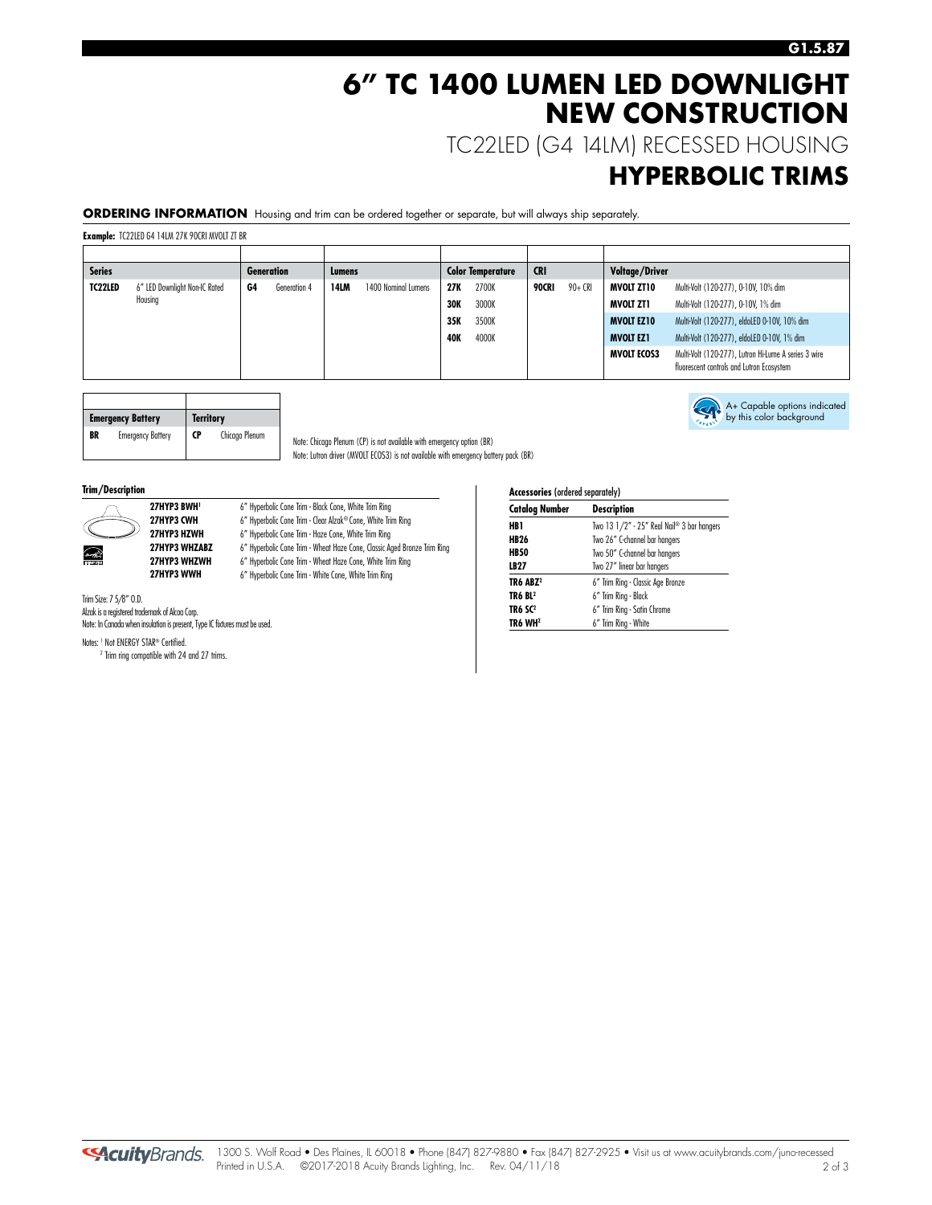# 6" TC 1400 LUMEN LED DOWNLIGHT NEW CONSTRUCTION

## TC22LED (G4 14LM) RECESSED HOUSING

## HYPERBOLIC TRIMS

**ORDERING INFORMATION** Housing and trim can be ordered together or separate, but will always ship separately.

**Example:** TC22LED G4 14LM 27K 90CRI MVOLT ZT BR

| Series | | Generation | | Lumens | | Color Temperature | | CRI | | Voltage/Driver | |
|---|---|---|---|---|---|---|---|---|---|---|---|
| **TC22LED** | 6" LED Downlight Non-IC Rated Housing | **G4** | Generation 4 | **14LM** | 1400 Nominal Lumens | **27K** | 2700K | **90CRI** | 90+ CRI | **MVOLT ZT10** | Multi-Volt (120-277), 0-10V, 10% dim |
| | | | | | | **30K** | 3000K | | | **MVOLT ZT1** | Multi-Volt (120-277), 0-10V, 1% dim |
| | | | | | | **35K** | 3500K | | | **MVOLT EZ10** | Multi-Volt (120-277), eldoLED 0-10V, 10% dim |
| | | | | | | **40K** | 4000K | | | **MVOLT EZ1** | Multi-Volt (120-277), eldoLED 0-10V, 1% dim |
| | | | | | | | | | | **MVOLT ECOS3** | Multi-Volt (120-277), Lutron Hi-Lume A series 3 wire fluorescent controls and Lutron Ecosystem |

| Emergency Battery | | Territory | |
|---|---|---|---|
| **BR** | Emergency Battery | **CP** | Chicago Plenum |

Note: Chicago Plenum (CP) is not available with emergency option (BR)
Note: Lutron driver (MVOLT ECOS3) is not available with emergency battery pack (BR)

A+ Capable options indicated by this color background

**Trim/Description**

| | |
|---|---|
| **27HYP3 BWH**[1] | 6" Hyperbolic Cone Trim - Black Cone, White Trim Ring |
| **27HYP3 CWH** | 6" Hyperbolic Cone Trim - Clear Alzak® Cone, White Trim Ring |
| **27HYP3 HZWH** | 6" Hyperbolic Cone Trim - Haze Cone, White Trim Ring |
| **27HYP3 WHZABZ** | 6" Hyperbolic Cone Trim - Wheat Haze Cone, Classic Aged Bronze Trim Ring |
| **27HYP3 WHZWH** | 6" Hyperbolic Cone Trim - Wheat Haze Cone, White Trim Ring |
| **27HYP3 WWH** | 6" Hyperbolic Cone Trim - White Cone, White Trim Ring |

Trim Size: 7 5/8" O.D.
Alzak is a registered trademark of Alcoa Corp.
Note: In Canada when insulation is present, Type IC fixtures must be used.

Notes: [1] Not ENERGY STAR® Certified.
[2] Trim ring compatible with 24 and 27 trims.

**Accessories** (ordered separately)

| Catalog Number | Description |
|---|---|
| **HB1** | Two 13 1/2" - 25" Real Nail® 3 bar hangers |
| **HB26** | Two 26" C-channel bar hangers |
| **HB50** | Two 50" C-channel bar hangers |
| **LB27** | Two 27" linear bar hangers |
| **TR6 ABZ**[2] | 6" Trim Ring - Classic Age Bronze |
| **TR6 BL**[2] | 6" Trim Ring - Black |
| **TR6 SC**[2] | 6" Trim Ring - Satin Chrome |
| **TR6 WH**[2] | 6" Trim Ring - White |

AcuityBrands. 1300 S. Wolf Road • Des Plaines, IL 60018 • Phone (847) 827-9880 • Fax (847) 827-2925 • Visit us at www.acuitybrands.com/juno-recessed
Printed in U.S.A. ©2017-2018 Acuity Brands Lighting, Inc. Rev. 04/11/18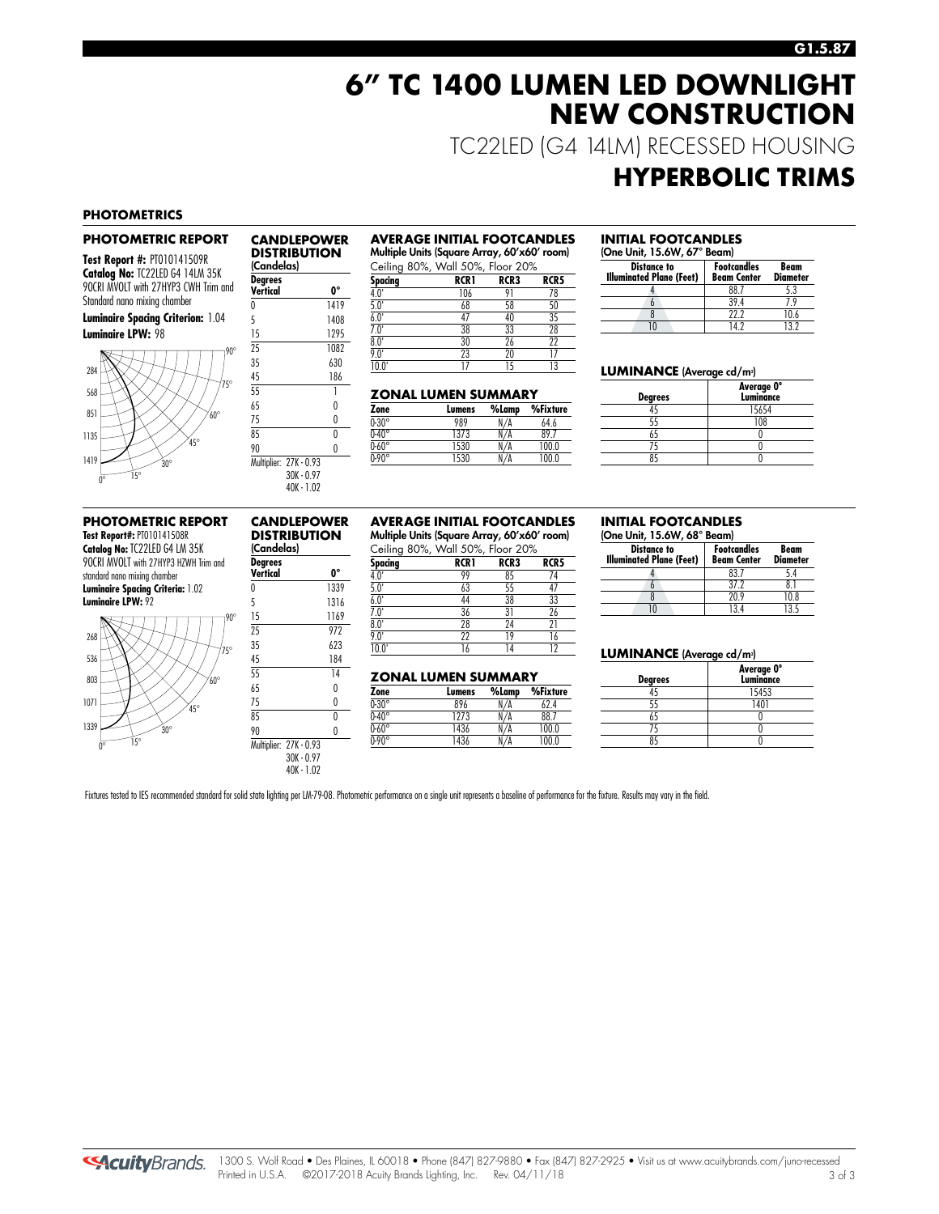# 6" TC 1400 LUMEN LED DOWNLIGHT NEW CONSTRUCTION

TC22LED (G4 14LM) RECESSED HOUSING

## HYPERBOLIC TRIMS

### PHOTOMETRICS

#### PHOTOMETRIC REPORT

**Test Report #:** PT010141509R
**Catalog No:** TC22LED G4 14LM 35K 90CRI MVOLT with 27HYP3 CWH Trim and Standard nano mixing chamber
**Luminaire Spacing Criterion:** 1.04
**Luminaire LPW:** 98

284
568
851
1135
1419
0°
15°
30°
45°
60°
75°
90°

#### CANDLEPOWER DISTRIBUTION (Candelas)

| Degrees Vertical | 0° |
|---|---|
| 0 | 1419 |
| 5 | 1408 |
| 15 | 1295 |
| 25 | 1082 |
| 35 | 630 |
| 45 | 186 |
| 55 | 1 |
| 65 | 0 |
| 75 | 0 |
| 85 | 0 |
| 90 | 0 |

Multiplier: 27K - 0.93
30K - 0.97
40K - 1.02

#### AVERAGE INITIAL FOOTCANDLES

Multiple Units (Square Array, 60'x60' room)
Ceiling 80%, Wall 50%, Floor 20%

| Spacing | RCR1 | RCR3 | RCR5 |
|---|---|---|---|
| 4.0' | 106 | 91 | 78 |
| 5.0' | 68 | 58 | 50 |
| 6.0' | 47 | 40 | 35 |
| 7.0' | 38 | 33 | 28 |
| 8.0' | 30 | 26 | 22 |
| 9.0' | 23 | 20 | 17 |
| 10.0' | 17 | 15 | 13 |

#### ZONAL LUMEN SUMMARY

| Zone | Lumens | %Lamp | %Fixture |
|---|---|---|---|
| 0-30° | 989 | N/A | 64.6 |
| 0-40° | 1373 | N/A | 89.7 |
| 0-60° | 1530 | N/A | 100.0 |
| 0-90° | 1530 | N/A | 100.0 |

#### INITIAL FOOTCANDLES

(One Unit, 15.6W, 67° Beam)

| Distance to Illuminated Plane (Feet) | Footcandles Beam Center | Beam Diameter |
|---|---|---|
| 4 | 88.7 | 5.3 |
| 6 | 39.4 | 7.9 |
| 8 | 22.2 | 10.6 |
| 10 | 14.2 | 13.2 |

#### LUMINANCE (Average cd/m²)

| Degrees | Average 0° Luminance |
|---|---|
| 45 | 15654 |
| 55 | 108 |
| 65 | 0 |
| 75 | 0 |
| 85 | 0 |

#### PHOTOMETRIC REPORT

**Test Report#:** PT010141508R
**Catalog No:** TC22LED G4 LM 35K 90CRI MVOLT with 27HYP3 HZWH Trim and standard nano mixing chamber
**Luminaire Spacing Criteria:** 1.02
**Luminaire LPW:** 92

268
536
803
1071
1339
0°
15°
30°
45°
60°
75°
90°

#### CANDLEPOWER DISTRIBUTION (Candelas)

| Degrees Vertical | 0° |
|---|---|
| 0 | 1339 |
| 5 | 1316 |
| 15 | 1169 |
| 25 | 972 |
| 35 | 623 |
| 45 | 184 |
| 55 | 14 |
| 65 | 0 |
| 75 | 0 |
| 85 | 0 |
| 90 | 0 |

Multiplier: 27K - 0.93
30K - 0.97
40K - 1.02

#### AVERAGE INITIAL FOOTCANDLES

Multiple Units (Square Array, 60'x60' room)
Ceiling 80%, Wall 50%, Floor 20%

| Spacing | RCR1 | RCR3 | RCR5 |
|---|---|---|---|
| 4.0' | 99 | 85 | 74 |
| 5.0' | 63 | 55 | 47 |
| 6.0' | 44 | 38 | 33 |
| 7.0' | 36 | 31 | 26 |
| 8.0' | 28 | 24 | 21 |
| 9.0' | 22 | 19 | 16 |
| 10.0' | 16 | 14 | 12 |

#### ZONAL LUMEN SUMMARY

| Zone | Lumens | %Lamp | %Fixture |
|---|---|---|---|
| 0-30° | 896 | N/A | 62.4 |
| 0-40° | 1273 | N/A | 88.7 |
| 0-60° | 1436 | N/A | 100.0 |
| 0-90° | 1436 | N/A | 100.0 |

#### INITIAL FOOTCANDLES

(One Unit, 15.6W, 68° Beam)

| Distance to Illuminated Plane (Feet) | Footcandles Beam Center | Beam Diameter |
|---|---|---|
| 4 | 83.7 | 5.4 |
| 6 | 37.2 | 8.1 |
| 8 | 20.9 | 10.8 |
| 10 | 13.4 | 13.5 |

#### LUMINANCE (Average cd/m²)

| Degrees | Average 0° Luminance |
|---|---|
| 45 | 15453 |
| 55 | 1401 |
| 65 | 0 |
| 75 | 0 |
| 85 | 0 |

Fixtures tested to IES recommended standard for solid state lighting per LM-79-08. Photometric performance on a single unit represents a baseline of performance for the fixture. Results may vary in the field.

AcuityBrands. 1300 S. Wolf Road • Des Plaines, IL 60018 • Phone (847) 827-9880 • Fax (847) 827-2925 • Visit us at www.acuitybrands.com/juno-recessed
Printed in U.S.A. ©2017-2018 Acuity Brands Lighting, Inc. Rev. 04/11/18